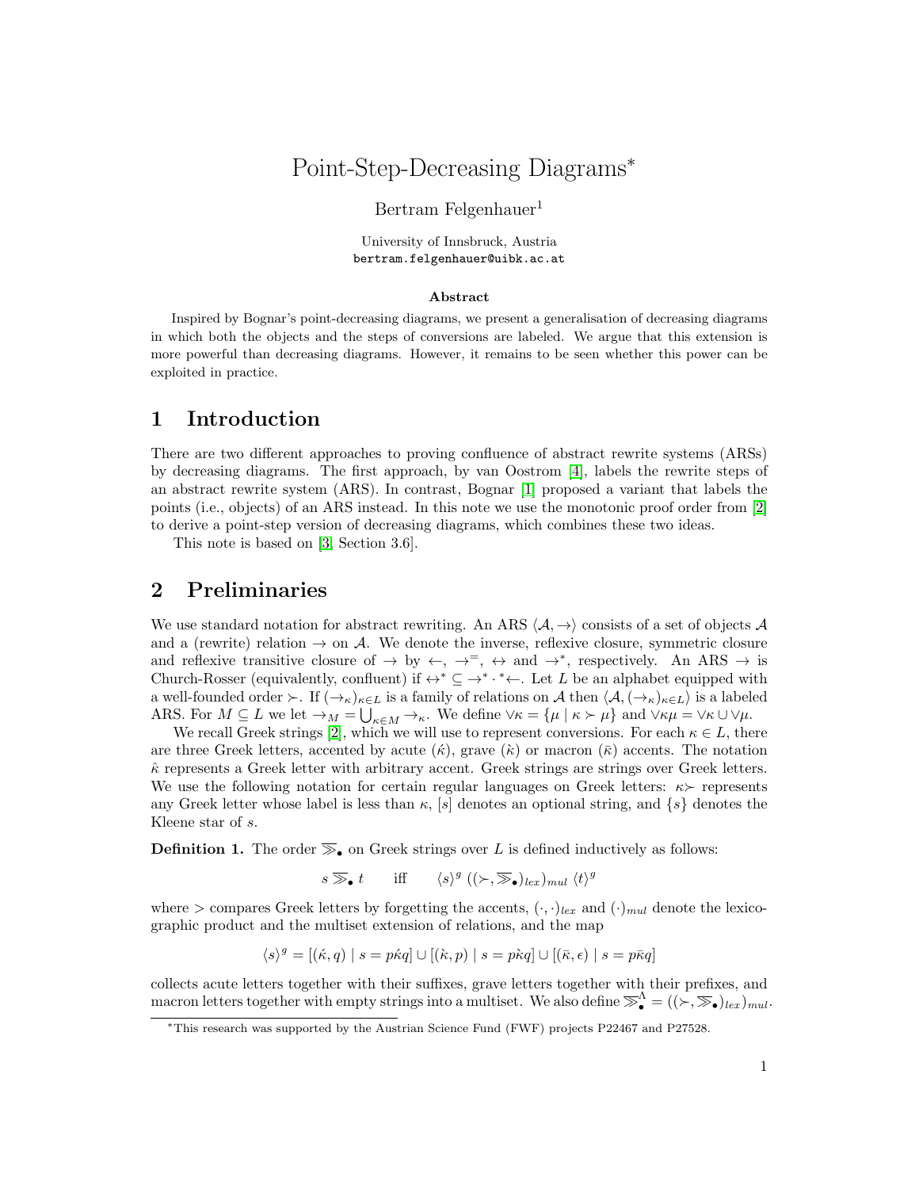# Point-Step-Decreasing Diagrams*

Bertram Felgenhauer[1]

University of Innsbruck, Austria
bertram.felgenhauer@uibk.ac.at

**Abstract**

Inspired by Bognar's point-decreasing diagrams, we present a generalisation of decreasing diagrams in which both the objects and the steps of conversions are labeled. We argue that this extension is more powerful than decreasing diagrams. However, it remains to be seen whether this power can be exploited in practice.

## 1 Introduction

There are two different approaches to proving confluence of abstract rewrite systems (ARSs) by decreasing diagrams. The first approach, by van Oostrom [4], labels the rewrite steps of an abstract rewrite system (ARS). In contrast, Bognar [1] proposed a variant that labels the points (i.e., objects) of an ARS instead. In this note we use the monotonic proof order from [2] to derive a point-step version of decreasing diagrams, which combines these two ideas.

This note is based on [3, Section 3.6].

## 2 Preliminaries

We use standard notation for abstract rewriting. An ARS $\langle \mathcal{A}, \to \rangle$ consists of a set of objects $\mathcal{A}$ and a (rewrite) relation $\to$ on $\mathcal{A}$. We denote the inverse, reflexive closure, symmetric closure and reflexive transitive closure of $\to$ by $\leftarrow$, $\to^{=}$, $\leftrightarrow$ and $\to^*$, respectively. An ARS $\to$ is Church-Rosser (equivalently, confluent) if $\leftrightarrow^* \subseteq \to^* \cdot {}^*\!\leftarrow$. Let $L$ be an alphabet equipped with a well-founded order $\succ$. If $(\to_\kappa)_{\kappa \in L}$ is a family of relations on $\mathcal{A}$ then $\langle \mathcal{A}, (\to_\kappa)_{\kappa \in L} \rangle$ is a labeled ARS. For $M \subseteq L$ we let $\to_M = \bigcup_{\kappa \in M} \to_\kappa$. We define $\vee\kappa = \{\mu \mid \kappa \succ \mu\}$ and $\vee\kappa\mu = \vee\kappa \cup \vee\mu$.

We recall Greek strings [2], which we will use to represent conversions. For each $\kappa \in L$, there are three Greek letters, accented by acute ($\acute{\kappa}$), grave ($\grave{\kappa}$) or macron ($\bar{\kappa}$) accents. The notation $\hat{\kappa}$ represents a Greek letter with arbitrary accent. Greek strings are strings over Greek letters. We use the following notation for certain regular languages on Greek letters: $\kappa\succ$ represents any Greek letter whose label is less than $\kappa$, $[s]$ denotes an optional string, and $\{s\}$ denotes the Kleene star of $s$.

**Definition 1.** The order $\ggg_\bullet$ on Greek strings over $L$ is defined inductively as follows:

$$s \ggg_\bullet t \qquad \text{iff} \qquad \langle s \rangle^g \; ((\succ, \ggg_\bullet)_{lex})_{mul} \; \langle t \rangle^g$$

where $>$ compares Greek letters by forgetting the accents, $(\cdot,\cdot)_{lex}$ and $(\cdot)_{mul}$ denote the lexicographic product and the multiset extension of relations, and the map

$$\langle s \rangle^g = [(\acute{\kappa}, q) \mid s = p\acute{\kappa}q] \cup [(\grave{\kappa}, p) \mid s = p\grave{\kappa}q] \cup [(\bar{\kappa}, \epsilon) \mid s = p\bar{\kappa}q]$$

collects acute letters together with their suffixes, grave letters together with their prefixes, and macron letters together with empty strings into a multiset. We also define $\ggg_\bullet^\Lambda = ((\succ, \ggg_\bullet)_{lex})_{mul}$.

*This research was supported by the Austrian Science Fund (FWF) projects P22467 and P27528.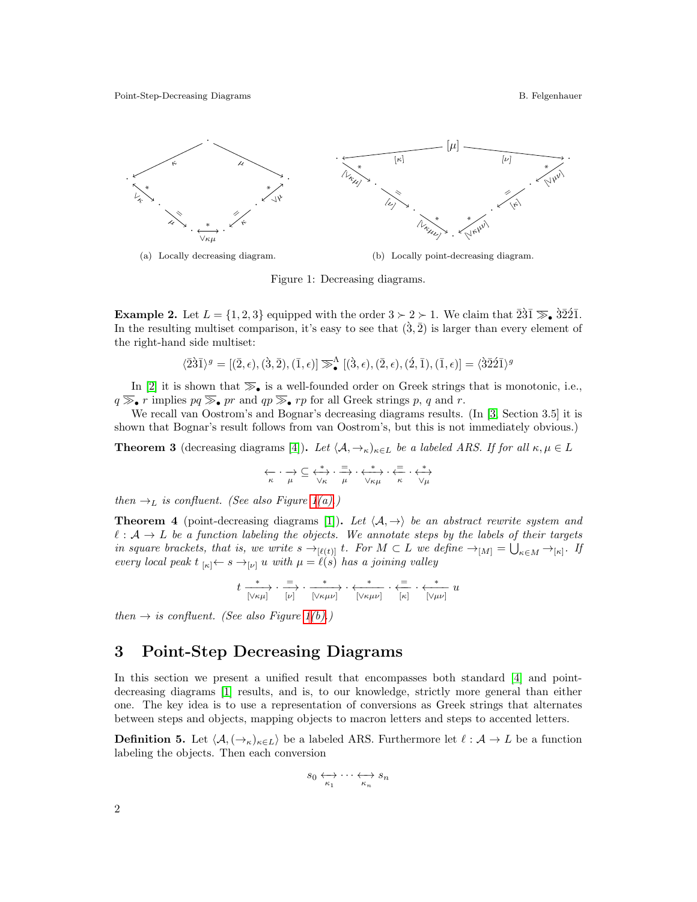(a) Locally decreasing diagram.

(b) Locally point-decreasing diagram.

Figure 1: Decreasing diagrams.

**Example 2.** Let $L = \{1, 2, 3\}$ equipped with the order $3 \succ 2 \succ 1$. We claim that $\bar{2}\grave{3}\bar{1} \ggg_\bullet \grave{3}\bar{2}\acute{2}\bar{1}$. In the resulting multiset comparison, it's easy to see that $(\grave{3}, \bar{2})$ is larger than every element of the right-hand side multiset:

$$\langle \bar{2}\grave{3}\bar{1}\rangle^g = [(\bar{2}, \epsilon), (\grave{3}, \bar{2}), (\bar{1}, \epsilon)] \ggg_\bullet^\Lambda [(\grave{3}, \epsilon), (\bar{2}, \epsilon), (\acute{2}, \bar{1}), (\bar{1}, \epsilon)] = \langle \grave{3}\bar{2}\acute{2}\bar{1}\rangle^g$$

In [2] it is shown that $\ggg_\bullet$ is a well-founded order on Greek strings that is monotonic, i.e., $q \ggg_\bullet r$ implies $pq \ggg_\bullet pr$ and $qp \ggg_\bullet rp$ for all Greek strings $p$, $q$ and $r$.

We recall van Oostrom's and Bognar's decreasing diagrams results. (In [3, Section 3.5] it is shown that Bognar's result follows from van Oostrom's, but this is not immediately obvious.)

**Theorem 3** (decreasing diagrams [4])**.** *Let $\langle \mathcal{A}, \to_\kappa\rangle_{\kappa \in L}$ be a labeled ARS. If for all $\kappa, \mu \in L$*

$$\underset{\kappa}{\leftarrow} \cdot \underset{\mu}{\rightarrow} \subseteq \underset{\vee\kappa}{\overset{*}{\longleftrightarrow}} \cdot \underset{\mu}{\overset{=}{\rightarrow}} \cdot \underset{\vee\kappa\mu}{\overset{*}{\longleftrightarrow}} \cdot \underset{\kappa}{\overset{=}{\leftarrow}} \cdot \underset{\vee\mu}{\overset{*}{\longleftrightarrow}}$$

*then $\to_L$ is confluent. (See also Figure 1(a).)*

**Theorem 4** (point-decreasing diagrams [1])**.** *Let $\langle \mathcal{A}, \to\rangle$ be an abstract rewrite system and $\ell : \mathcal{A} \to L$ be a function labeling the objects. We annotate steps by the labels of their targets in square brackets, that is, we write $s \to_{[\ell(t)]} t$. For $M \subset L$ we define $\to_{[M]} = \bigcup_{\kappa \in M} \to_{[\kappa]}$. If every local peak $t \; {}_{[\kappa]}\!\leftarrow s \to_{[\nu]} u$ with $\mu = \ell(s)$ has a joining valley*

$$t \underset{[\vee\kappa\mu]}{\overset{*}{\longrightarrow}} \cdot \underset{[\nu]}{\overset{=}{\longrightarrow}} \cdot \underset{[\vee\kappa\mu\nu]}{\overset{*}{\longrightarrow}} \cdot \underset{[\vee\kappa\mu\nu]}{\overset{*}{\longleftarrow}} \cdot \underset{[\kappa]}{\overset{=}{\longleftarrow}} \cdot \underset{[\vee\mu\nu]}{\overset{*}{\longleftarrow}} u$$

*then $\to$ is confluent. (See also Figure 1(b).)*

## 3 Point-Step Decreasing Diagrams

In this section we present a unified result that encompasses both standard [4] and point-decreasing diagrams [1] results, and is, to our knowledge, strictly more general than either one. The key idea is to use a representation of conversions as Greek strings that alternates between steps and objects, mapping objects to macron letters and steps to accented letters.

**Definition 5.** Let $\langle \mathcal{A}, (\to_\kappa)_{\kappa \in L}\rangle$ be a labeled ARS. Furthermore let $\ell : \mathcal{A} \to L$ be a function labeling the objects. Then each conversion

$$s_0 \underset{\kappa_1}{\longleftrightarrow} \cdots \underset{\kappa_n}{\longleftrightarrow} s_n$$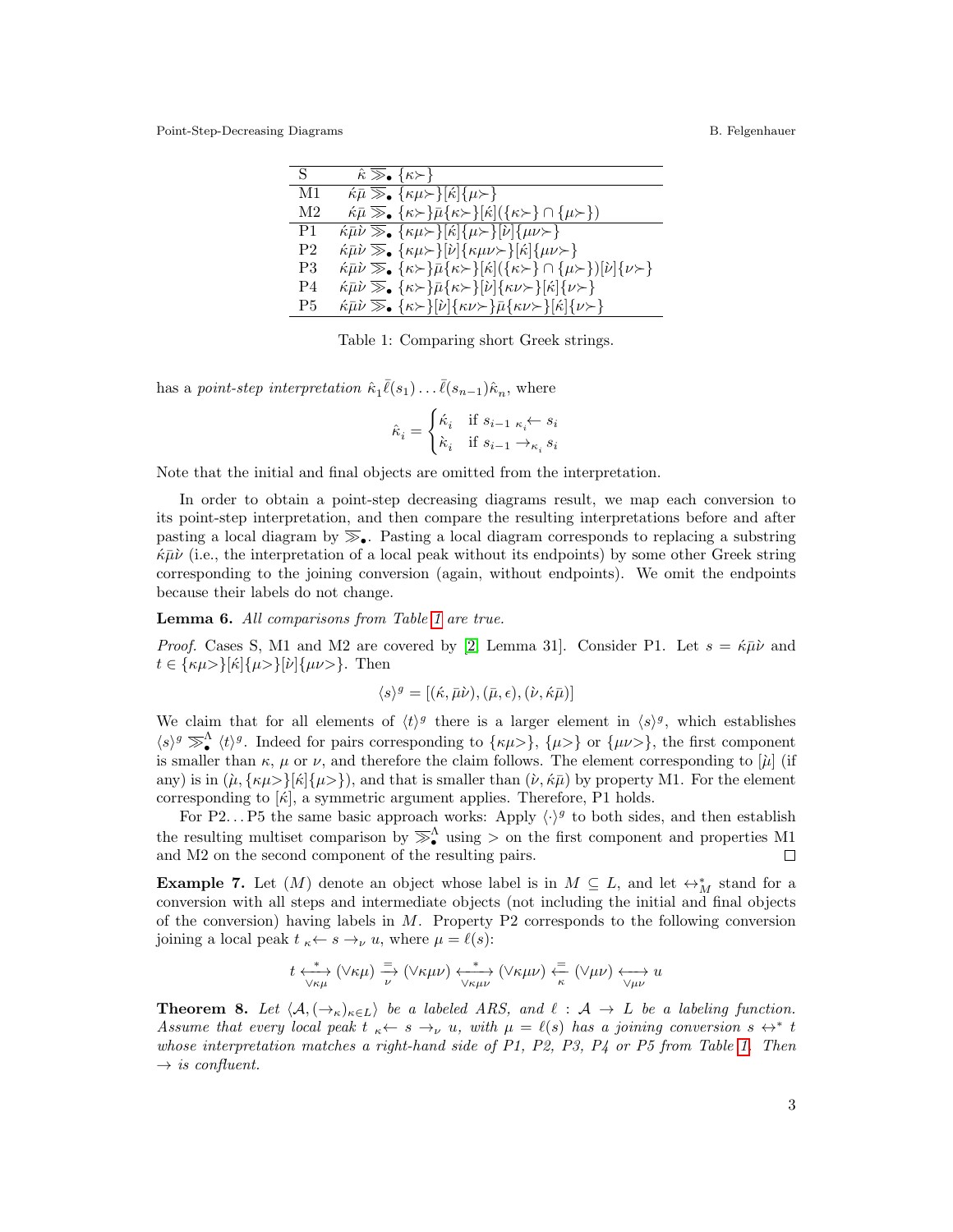| | |
|---|---|
| S | $\hat{\kappa} \ggg_{\bullet} \{\kappa\succ\}$ |
| M1 | $\acute{\kappa}\bar{\mu} \ggg_{\bullet} \{\kappa\mu\succ\}[\acute{\kappa}]\{\mu\succ\}$ |
| M2 | $\acute{\kappa}\bar{\mu} \ggg_{\bullet} \{\kappa\succ\}\bar{\mu}\{\kappa\succ\}[\acute{\kappa}](\{\kappa\succ\} \cap \{\mu\succ\})$ |
| P1 | $\acute{\kappa}\bar{\mu}\grave{\nu} \ggg_{\bullet} \{\kappa\mu\succ\}[\acute{\kappa}]\{\mu\succ\}[\grave{\nu}]\{\mu\nu\succ\}$ |
| P2 | $\acute{\kappa}\bar{\mu}\grave{\nu} \ggg_{\bullet} \{\kappa\mu\succ\}[\grave{\nu}]\{\kappa\mu\nu\succ\}[\acute{\kappa}]\{\mu\nu\succ\}$ |
| P3 | $\acute{\kappa}\bar{\mu}\grave{\nu} \ggg_{\bullet} \{\kappa\succ\}\bar{\mu}\{\kappa\succ\}[\acute{\kappa}](\{\kappa\succ\} \cap \{\mu\succ\})[\grave{\nu}]\{\nu\succ\}$ |
| P4 | $\acute{\kappa}\bar{\mu}\grave{\nu} \ggg_{\bullet} \{\kappa\succ\}\bar{\mu}\{\kappa\succ\}[\grave{\nu}]\{\kappa\nu\succ\}[\acute{\kappa}]\{\nu\succ\}$ |
| P5 | $\acute{\kappa}\bar{\mu}\grave{\nu} \ggg_{\bullet} \{\kappa\succ\}[\grave{\nu}]\{\kappa\nu\succ\}\bar{\mu}\{\kappa\nu\succ\}[\acute{\kappa}]\{\nu\succ\}$ |

Table 1: Comparing short Greek strings.

has a *point-step interpretation* $\hat{\kappa}_1\bar{\ell}(s_1)\ldots\bar{\ell}(s_{n-1})\hat{\kappa}_n$, where

$$\hat{\kappa}_i = \begin{cases} \acute{\kappa}_i & \text{if } s_{i-1} \; {}_{\kappa_i}\!\leftarrow s_i \\ \grave{\kappa}_i & \text{if } s_{i-1} \to_{\kappa_i} s_i \end{cases}$$

Note that the initial and final objects are omitted from the interpretation.

In order to obtain a point-step decreasing diagrams result, we map each conversion to its point-step interpretation, and then compare the resulting interpretations before and after pasting a local diagram by $\ggg_{\bullet}$. Pasting a local diagram corresponds to replacing a substring $\acute{\kappa}\bar{\mu}\grave{\nu}$ (i.e., the interpretation of a local peak without its endpoints) by some other Greek string corresponding to the joining conversion (again, without endpoints). We omit the endpoints because their labels do not change.

**Lemma 6.** *All comparisons from Table 1 are true.*

*Proof.* Cases S, M1 and M2 are covered by [2, Lemma 31]. Consider P1. Let $s = \acute{\kappa}\bar{\mu}\grave{\nu}$ and $t \in \{\kappa\mu{>}\}[\acute{\kappa}]\{\mu{>}\}[\grave{\nu}]\{\mu\nu{>}\}$. Then

$$\langle s\rangle^g = [(\acute{\kappa}, \bar{\mu}\grave{\nu}), (\bar{\mu}, \epsilon), (\grave{\nu}, \acute{\kappa}\bar{\mu})]$$

We claim that for all elements of $\langle t\rangle^g$ there is a larger element in $\langle s\rangle^g$, which establishes $\langle s\rangle^g \ggg_{\bullet}^{\Lambda} \langle t\rangle^g$. Indeed for pairs corresponding to $\{\kappa\mu{>}\}$, $\{\mu{>}\}$ or $\{\mu\nu{>}\}$, the first component is smaller than $\kappa$, $\mu$ or $\nu$, and therefore the claim follows. The element corresponding to $[\grave{\mu}]$ (if any) is in $(\grave{\mu}, \{\kappa\mu{>}\}[\acute{\kappa}]\{\mu{>}\})$, and that is smaller than $(\grave{\nu}, \acute{\kappa}\bar{\mu})$ by property M1. For the element corresponding to $[\acute{\kappa}]$, a symmetric argument applies. Therefore, P1 holds.

For P2…P5 the same basic approach works: Apply $\langle\cdot\rangle^g$ to both sides, and then establish the resulting multiset comparison by $\ggg_{\bullet}^{\Lambda}$ using $>$ on the first component and properties M1 and M2 on the second component of the resulting pairs. ◻

**Example 7.** Let $(M)$ denote an object whose label is in $M \subseteq L$, and let $\leftrightarrow_M^*$ stand for a conversion with all steps and intermediate objects (not including the initial and final objects of the conversion) having labels in $M$. Property P2 corresponds to the following conversion joining a local peak $t \;{}_{\kappa}\!\leftarrow s \to_{\nu} u$, where $\mu = \ell(s)$:

$$t \xleftrightarrow[\vee\kappa\mu]{*} (\vee\kappa\mu) \xrightarrow[\nu]{=} (\vee\kappa\mu\nu) \xleftrightarrow[\vee\kappa\mu\nu]{*} (\vee\kappa\mu\nu) \xleftarrow[\kappa]{=} (\vee\mu\nu) \xleftrightarrow[\vee\mu\nu]{} u$$

**Theorem 8.** *Let $\langle \mathcal{A}, (\to_{\kappa})_{\kappa\in L}\rangle$ be a labeled ARS, and $\ell : \mathcal{A} \to L$ be a labeling function. Assume that every local peak $t \;{}_{\kappa}\!\leftarrow s \to_{\nu} u$, with $\mu = \ell(s)$ has a joining conversion $s \leftrightarrow^* t$ whose interpretation matches a right-hand side of P1, P2, P3, P4 or P5 from Table 1. Then $\to$ is confluent.*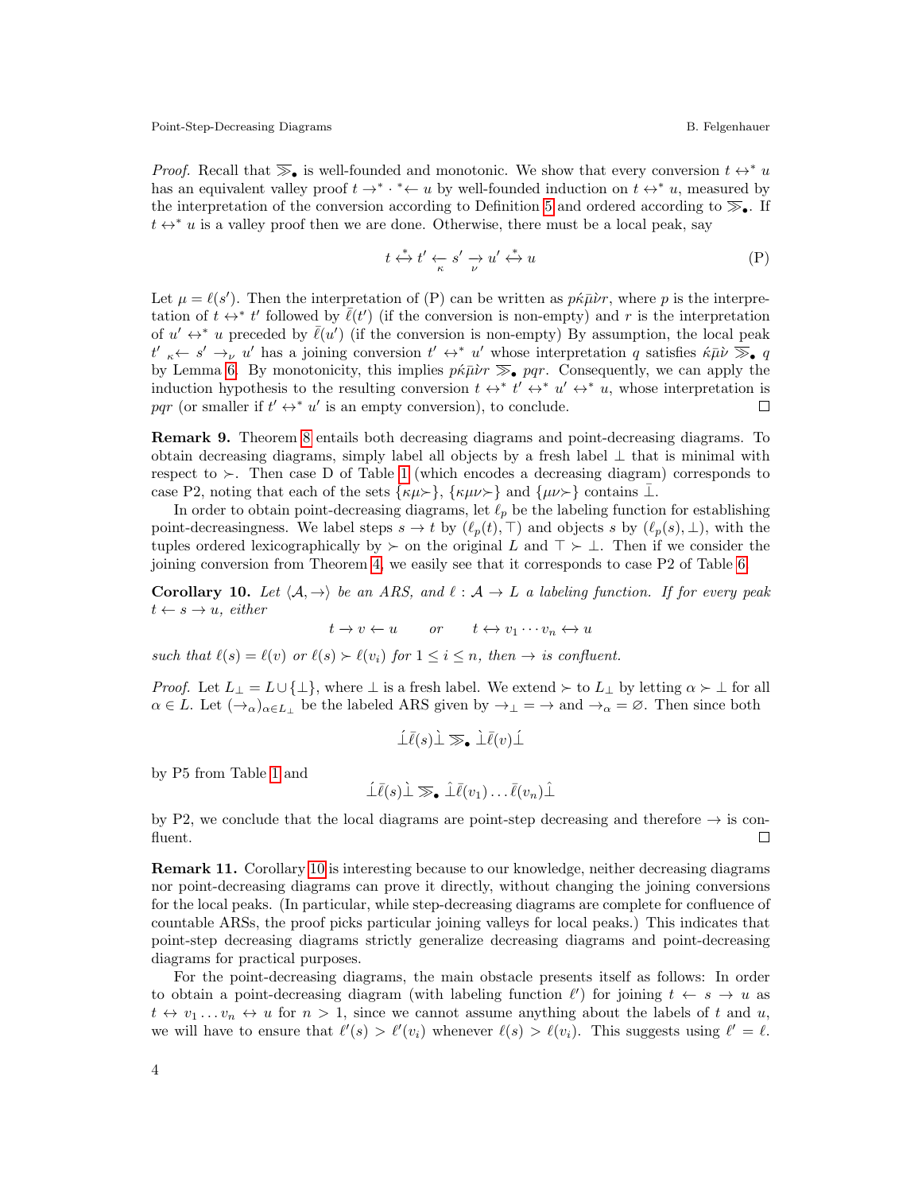*Proof.* Recall that $\ggg_\bullet$ is well-founded and monotonic. We show that every conversion $t \leftrightarrow^* u$ has an equivalent valley proof $t \to^* \cdot {}^*\!\leftarrow u$ by well-founded induction on $t \leftrightarrow^* u$, measured by the interpretation of the conversion according to Definition 5 and ordered according to $\ggg_\bullet$. If $t \leftrightarrow^* u$ is a valley proof then we are done. Otherwise, there must be a local peak, say

$$t \overset{*}{\leftrightarrow} t' \underset{\kappa}{\leftarrow} s' \underset{\nu}{\to} u' \overset{*}{\leftrightarrow} u \tag{P}$$

Let $\mu = \ell(s')$. Then the interpretation of (P) can be written as $p\acute{\kappa}\bar{\mu}\grave{\nu}r$, where $p$ is the interpretation of $t \leftrightarrow^* t'$ followed by $\bar{\ell}(t')$ (if the conversion is non-empty) and $r$ is the interpretation of $u' \leftrightarrow^* u$ preceded by $\bar{\ell}(u')$ (if the conversion is non-empty) By assumption, the local peak $t' \;{}_\kappa\!\leftarrow s' \to_\nu u'$ has a joining conversion $t' \leftrightarrow^* u'$ whose interpretation $q$ satisfies $\acute{\kappa}\bar{\mu}\grave{\nu} \ggg_\bullet q$ by Lemma 6. By monotonicity, this implies $p\acute{\kappa}\bar{\mu}\grave{\nu}r \ggg_\bullet pqr$. Consequently, we can apply the induction hypothesis to the resulting conversion $t \leftrightarrow^* t' \leftrightarrow^* u' \leftrightarrow^* u$, whose interpretation is $pqr$ (or smaller if $t' \leftrightarrow^* u'$ is an empty conversion), to conclude. ◻

**Remark 9.** Theorem 8 entails both decreasing diagrams and point-decreasing diagrams. To obtain decreasing diagrams, simply label all objects by a fresh label $\bot$ that is minimal with respect to $\succ$. Then case D of Table 1 (which encodes a decreasing diagram) corresponds to case P2, noting that each of the sets $\{\kappa\mu\succ\}$, $\{\kappa\mu\nu\succ\}$ and $\{\mu\nu\succ\}$ contains $\bar{\bot}$.

In order to obtain point-decreasing diagrams, let $\ell_p$ be the labeling function for establishing point-decreasingness. We label steps $s \to t$ by $(\ell_p(t), \top)$ and objects $s$ by $(\ell_p(s), \bot)$, with the tuples ordered lexicographically by $\succ$ on the original $L$ and $\top \succ \bot$. Then if we consider the joining conversion from Theorem 4, we easily see that it corresponds to case P2 of Table 6.

**Corollary 10.** *Let $\langle \mathcal{A}, \to\rangle$ be an ARS, and $\ell : \mathcal{A} \to L$ a labeling function. If for every peak $t \leftarrow s \to u$, either*

$$t \to v \leftarrow u \qquad \text{or} \qquad t \leftrightarrow v_1 \cdots v_n \leftrightarrow u$$

*such that $\ell(s) = \ell(v)$ or $\ell(s) \succ \ell(v_i)$ for $1 \leq i \leq n$, then $\to$ is confluent.*

*Proof.* Let $L_\bot = L \cup \{\bot\}$, where $\bot$ is a fresh label. We extend $\succ$ to $L_\bot$ by letting $\alpha \succ \bot$ for all $\alpha \in L$. Let $(\to_\alpha)_{\alpha \in L_\bot}$ be the labeled ARS given by $\to_\bot = \to$ and $\to_\alpha = \varnothing$. Then since both

$$\acute{\bot}\bar{\ell}(s)\grave{\bot} \ggg_\bullet \grave{\bot}\bar{\ell}(v)\acute{\bot}$$

by P5 from Table 1 and

$$\acute{\bot}\bar{\ell}(s)\grave{\bot} \ggg_\bullet \hat{\bot}\bar{\ell}(v_1)\ldots\bar{\ell}(v_n)\hat{\bot}$$

by P2, we conclude that the local diagrams are point-step decreasing and therefore $\to$ is confluent. ◻

**Remark 11.** Corollary 10 is interesting because to our knowledge, neither decreasing diagrams nor point-decreasing diagrams can prove it directly, without changing the joining conversions for the local peaks. (In particular, while step-decreasing diagrams are complete for confluence of countable ARSs, the proof picks particular joining valleys for local peaks.) This indicates that point-step decreasing diagrams strictly generalize decreasing diagrams and point-decreasing diagrams for practical purposes.

For the point-decreasing diagrams, the main obstacle presents itself as follows: In order to obtain a point-decreasing diagram (with labeling function $\ell'$) for joining $t \leftarrow s \to u$ as $t \leftrightarrow v_1 \ldots v_n \leftrightarrow u$ for $n > 1$, since we cannot assume anything about the labels of $t$ and $u$, we will have to ensure that $\ell'(s) > \ell'(v_i)$ whenever $\ell(s) > \ell(v_i)$. This suggests using $\ell' = \ell$.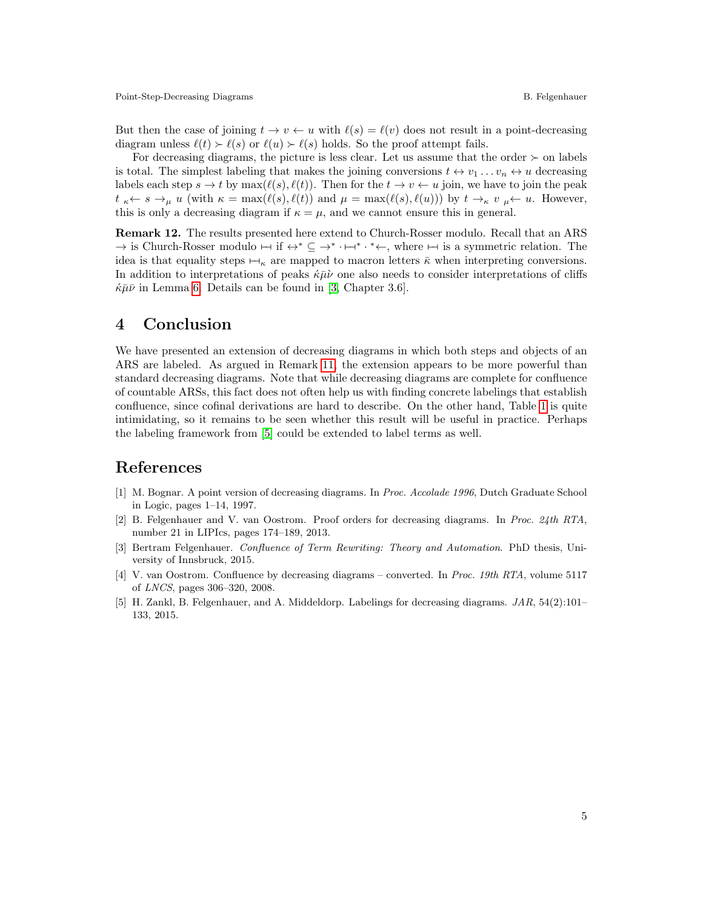But then the case of joining $t \to v \leftarrow u$ with $\ell(s) = \ell(v)$ does not result in a point-decreasing diagram unless $\ell(t) \succ \ell(s)$ or $\ell(u) \succ \ell(s)$ holds. So the proof attempt fails.

For decreasing diagrams, the picture is less clear. Let us assume that the order $\succ$ on labels is total. The simplest labeling that makes the joining conversions $t \leftrightarrow v_1 \dots v_n \leftrightarrow u$ decreasing labels each step $s \to t$ by $\max(\ell(s), \ell(t))$. Then for the $t \to v \leftarrow u$ join, we have to join the peak $t \;{}_{\kappa}\!\!\leftarrow s \to_{\mu} u$ (with $\kappa = \max(\ell(s), \ell(t))$ and $\mu = \max(\ell(s), \ell(u))$) by $t \to_{\kappa} v \;{}_{\mu}\!\!\leftarrow u$. However, this is only a decreasing diagram if $\kappa = \mu$, and we cannot ensure this in general.

**Remark 12.** The results presented here extend to Church-Rosser modulo. Recall that an ARS $\to$ is Church-Rosser modulo $\mapsto$ if $\leftrightarrow^* \subseteq \to^* \cdot \mapsto^* \cdot {}^*\!\!\leftarrow$, where $\mapsto$ is a symmetric relation. The idea is that equality steps $\mapsto_{\kappa}$ are mapped to macron letters $\bar{\kappa}$ when interpreting conversions. In addition to interpretations of peaks $\acute{\kappa}\bar{\mu}\grave{\nu}$ one also needs to consider interpretations of cliffs $\acute{\kappa}\bar{\mu}\bar{\nu}$ in Lemma 6. Details can be found in [3, Chapter 3.6].

## 4 Conclusion

We have presented an extension of decreasing diagrams in which both steps and objects of an ARS are labeled. As argued in Remark 11, the extension appears to be more powerful than standard decreasing diagrams. Note that while decreasing diagrams are complete for confluence of countable ARSs, this fact does not often help us with finding concrete labelings that establish confluence, since cofinal derivations are hard to describe. On the other hand, Table 1 is quite intimidating, so it remains to be seen whether this result will be useful in practice. Perhaps the labeling framework from [5] could be extended to label terms as well.

## References

[1] M. Bognar. A point version of decreasing diagrams. In *Proc. Accolade 1996*, Dutch Graduate School in Logic, pages 1–14, 1997.

[2] B. Felgenhauer and V. van Oostrom. Proof orders for decreasing diagrams. In *Proc. 24th RTA*, number 21 in LIPIcs, pages 174–189, 2013.

[3] Bertram Felgenhauer. *Confluence of Term Rewriting: Theory and Automation*. PhD thesis, University of Innsbruck, 2015.

[4] V. van Oostrom. Confluence by decreasing diagrams – converted. In *Proc. 19th RTA*, volume 5117 of *LNCS*, pages 306–320, 2008.

[5] H. Zankl, B. Felgenhauer, and A. Middeldorp. Labelings for decreasing diagrams. *JAR*, 54(2):101–133, 2015.